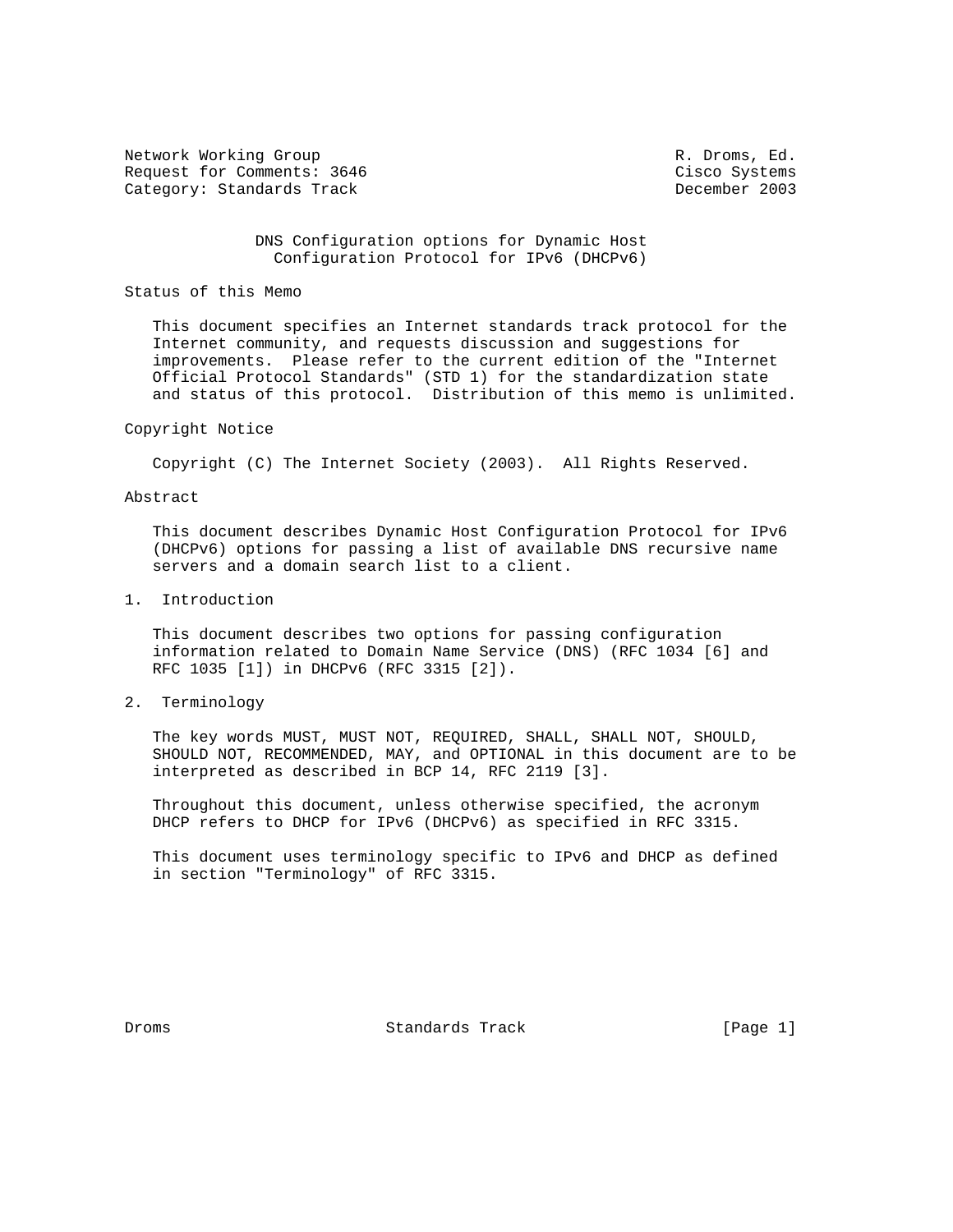Network Working Group R. Droms, Ed.
Request for Comments: 3646 Cisco Systems
Category: Standards Track December 2003

# DNS Configuration options for Dynamic Host Configuration Protocol for IPv6 (DHCPv6)

## Status of this Memo

This document specifies an Internet standards track protocol for the Internet community, and requests discussion and suggestions for improvements. Please refer to the current edition of the "Internet Official Protocol Standards" (STD 1) for the standardization state and status of this protocol. Distribution of this memo is unlimited.

## Copyright Notice

Copyright (C) The Internet Society (2003). All Rights Reserved.

## Abstract

This document describes Dynamic Host Configuration Protocol for IPv6 (DHCPv6) options for passing a list of available DNS recursive name servers and a domain search list to a client.

## 1. Introduction

This document describes two options for passing configuration information related to Domain Name Service (DNS) (RFC 1034 [6] and RFC 1035 [1]) in DHCPv6 (RFC 3315 [2]).

## 2. Terminology

The key words MUST, MUST NOT, REQUIRED, SHALL, SHALL NOT, SHOULD, SHOULD NOT, RECOMMENDED, MAY, and OPTIONAL in this document are to be interpreted as described in BCP 14, RFC 2119 [3].

Throughout this document, unless otherwise specified, the acronym DHCP refers to DHCP for IPv6 (DHCPv6) as specified in RFC 3315.

This document uses terminology specific to IPv6 and DHCP as defined in section "Terminology" of RFC 3315.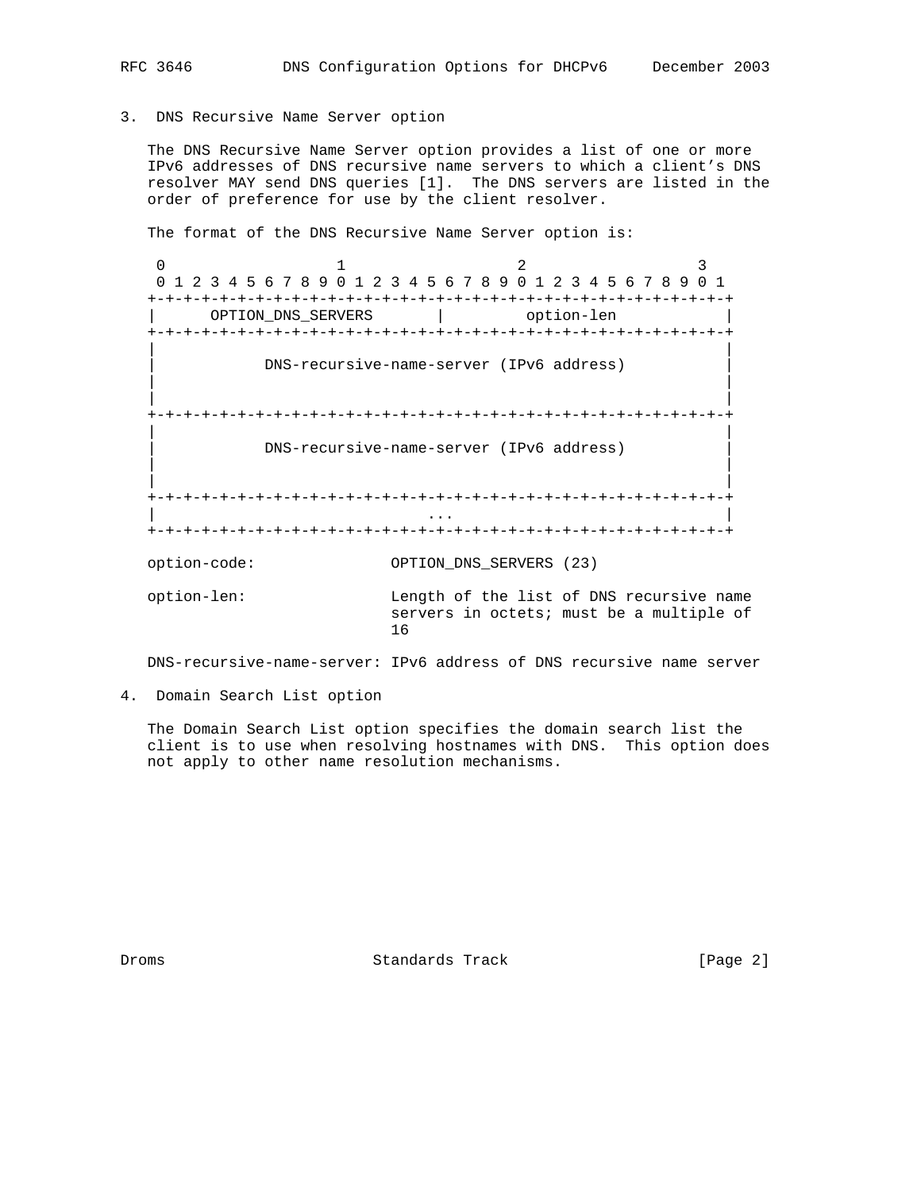## 3. DNS Recursive Name Server option

The DNS Recursive Name Server option provides a list of one or more IPv6 addresses of DNS recursive name servers to which a client's DNS resolver MAY send DNS queries [1]. The DNS servers are listed in the order of preference for use by the client resolver.

The format of the DNS Recursive Name Server option is:

```
 0                   1                   2                   3
 0 1 2 3 4 5 6 7 8 9 0 1 2 3 4 5 6 7 8 9 0 1 2 3 4 5 6 7 8 9 0 1
+-+-+-+-+-+-+-+-+-+-+-+-+-+-+-+-+-+-+-+-+-+-+-+-+-+-+-+-+-+-+-+-+
|      OPTION_DNS_SERVERS       |         option-len            |
+-+-+-+-+-+-+-+-+-+-+-+-+-+-+-+-+-+-+-+-+-+-+-+-+-+-+-+-+-+-+-+-+
|                                                               |
|            DNS-recursive-name-server (IPv6 address)           |
|                                                               |
|                                                               |
+-+-+-+-+-+-+-+-+-+-+-+-+-+-+-+-+-+-+-+-+-+-+-+-+-+-+-+-+-+-+-+-+
|                                                               |
|            DNS-recursive-name-server (IPv6 address)           |
|                                                               |
|                                                               |
+-+-+-+-+-+-+-+-+-+-+-+-+-+-+-+-+-+-+-+-+-+-+-+-+-+-+-+-+-+-+-+-+
|                              ...                              |
+-+-+-+-+-+-+-+-+-+-+-+-+-+-+-+-+-+-+-+-+-+-+-+-+-+-+-+-+-+-+-+-+
```

option-code: OPTION_DNS_SERVERS (23)

option-len: Length of the list of DNS recursive name servers in octets; must be a multiple of 16

DNS-recursive-name-server: IPv6 address of DNS recursive name server

## 4. Domain Search List option

The Domain Search List option specifies the domain search list the client is to use when resolving hostnames with DNS. This option does not apply to other name resolution mechanisms.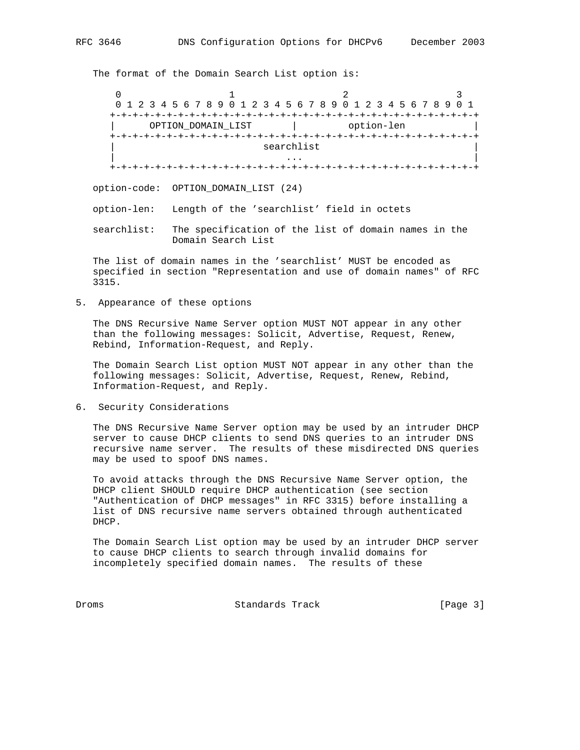The format of the Domain Search List option is:

```
 0                   1                   2                   3
 0 1 2 3 4 5 6 7 8 9 0 1 2 3 4 5 6 7 8 9 0 1 2 3 4 5 6 7 8 9 0 1
+-+-+-+-+-+-+-+-+-+-+-+-+-+-+-+-+-+-+-+-+-+-+-+-+-+-+-+-+-+-+-+-+
|      OPTION_DOMAIN_LIST       |         option-len            |
+-+-+-+-+-+-+-+-+-+-+-+-+-+-+-+-+-+-+-+-+-+-+-+-+-+-+-+-+-+-+-+-+
|                          searchlist                           |
|                              ...                              |
+-+-+-+-+-+-+-+-+-+-+-+-+-+-+-+-+-+-+-+-+-+-+-+-+-+-+-+-+-+-+-+-+
```

option-code: OPTION_DOMAIN_LIST (24)

option-len: Length of the 'searchlist' field in octets

searchlist: The specification of the list of domain names in the Domain Search List

The list of domain names in the 'searchlist' MUST be encoded as specified in section "Representation and use of domain names" of RFC 3315.

## 5. Appearance of these options

The DNS Recursive Name Server option MUST NOT appear in any other than the following messages: Solicit, Advertise, Request, Renew, Rebind, Information-Request, and Reply.

The Domain Search List option MUST NOT appear in any other than the following messages: Solicit, Advertise, Request, Renew, Rebind, Information-Request, and Reply.

## 6. Security Considerations

The DNS Recursive Name Server option may be used by an intruder DHCP server to cause DHCP clients to send DNS queries to an intruder DNS recursive name server. The results of these misdirected DNS queries may be used to spoof DNS names.

To avoid attacks through the DNS Recursive Name Server option, the DHCP client SHOULD require DHCP authentication (see section "Authentication of DHCP messages" in RFC 3315) before installing a list of DNS recursive name servers obtained through authenticated DHCP.

The Domain Search List option may be used by an intruder DHCP server to cause DHCP clients to search through invalid domains for incompletely specified domain names. The results of these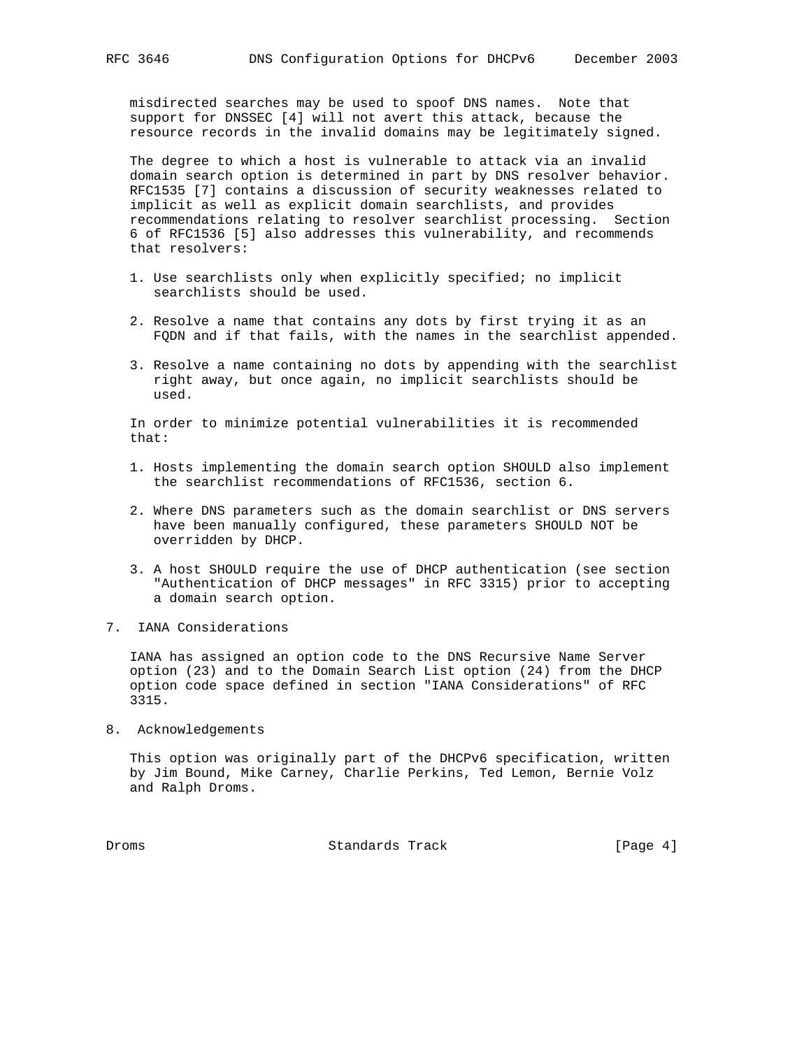misdirected searches may be used to spoof DNS names. Note that support for DNSSEC [4] will not avert this attack, because the resource records in the invalid domains may be legitimately signed.

The degree to which a host is vulnerable to attack via an invalid domain search option is determined in part by DNS resolver behavior. RFC1535 [7] contains a discussion of security weaknesses related to implicit as well as explicit domain searchlists, and provides recommendations relating to resolver searchlist processing. Section 6 of RFC1536 [5] also addresses this vulnerability, and recommends that resolvers:

1. Use searchlists only when explicitly specified; no implicit searchlists should be used.

2. Resolve a name that contains any dots by first trying it as an FQDN and if that fails, with the names in the searchlist appended.

3. Resolve a name containing no dots by appending with the searchlist right away, but once again, no implicit searchlists should be used.

In order to minimize potential vulnerabilities it is recommended that:

1. Hosts implementing the domain search option SHOULD also implement the searchlist recommendations of RFC1536, section 6.

2. Where DNS parameters such as the domain searchlist or DNS servers have been manually configured, these parameters SHOULD NOT be overridden by DHCP.

3. A host SHOULD require the use of DHCP authentication (see section "Authentication of DHCP messages" in RFC 3315) prior to accepting a domain search option.

## 7. IANA Considerations

IANA has assigned an option code to the DNS Recursive Name Server option (23) and to the Domain Search List option (24) from the DHCP option code space defined in section "IANA Considerations" of RFC 3315.

## 8. Acknowledgements

This option was originally part of the DHCPv6 specification, written by Jim Bound, Mike Carney, Charlie Perkins, Ted Lemon, Bernie Volz and Ralph Droms.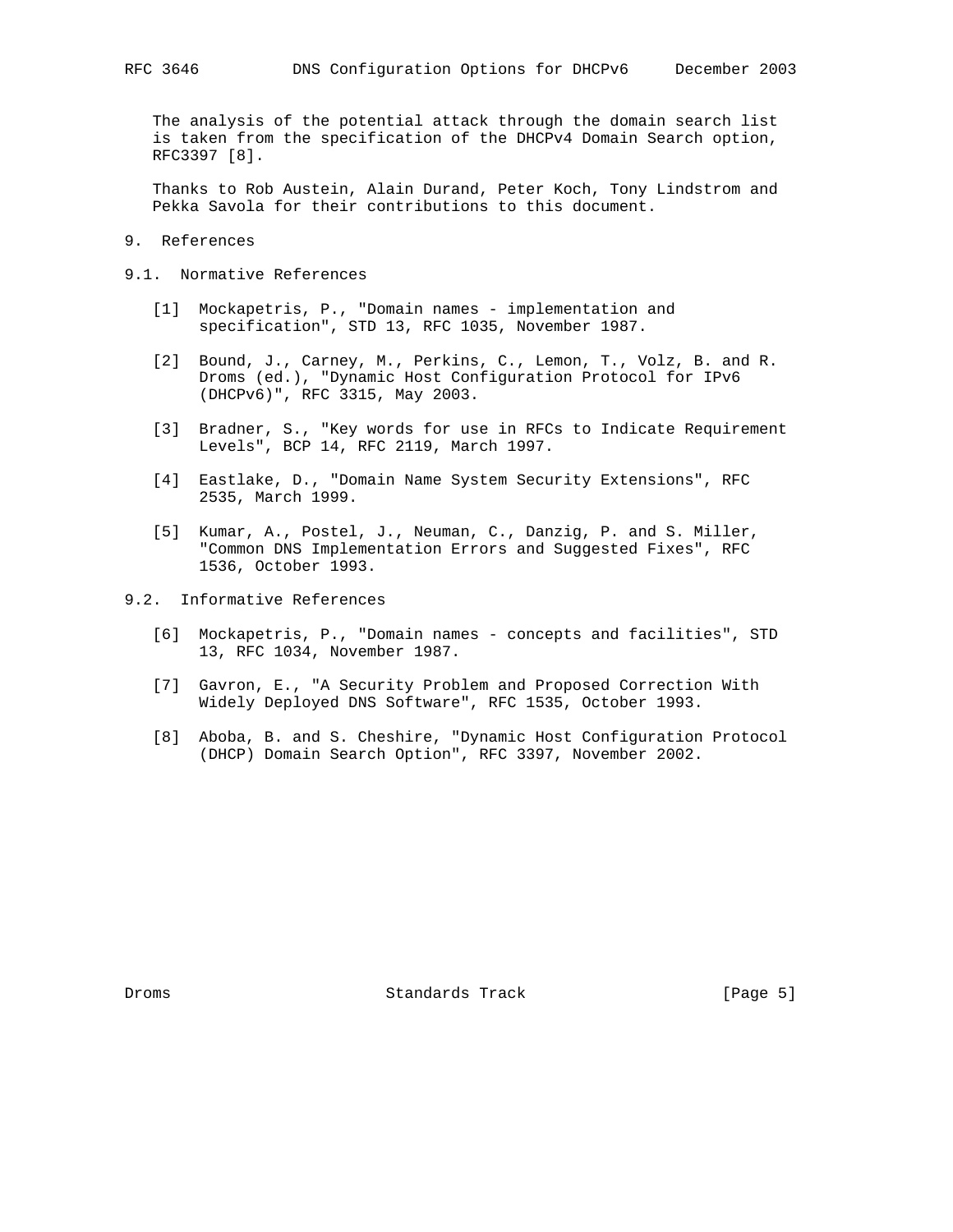The analysis of the potential attack through the domain search list is taken from the specification of the DHCPv4 Domain Search option, RFC3397 [8].

Thanks to Rob Austein, Alain Durand, Peter Koch, Tony Lindstrom and Pekka Savola for their contributions to this document.

# 9. References

## 9.1. Normative References

[1] Mockapetris, P., "Domain names - implementation and specification", STD 13, RFC 1035, November 1987.

[2] Bound, J., Carney, M., Perkins, C., Lemon, T., Volz, B. and R. Droms (ed.), "Dynamic Host Configuration Protocol for IPv6 (DHCPv6)", RFC 3315, May 2003.

[3] Bradner, S., "Key words for use in RFCs to Indicate Requirement Levels", BCP 14, RFC 2119, March 1997.

[4] Eastlake, D., "Domain Name System Security Extensions", RFC 2535, March 1999.

[5] Kumar, A., Postel, J., Neuman, C., Danzig, P. and S. Miller, "Common DNS Implementation Errors and Suggested Fixes", RFC 1536, October 1993.

## 9.2. Informative References

[6] Mockapetris, P., "Domain names - concepts and facilities", STD 13, RFC 1034, November 1987.

[7] Gavron, E., "A Security Problem and Proposed Correction With Widely Deployed DNS Software", RFC 1535, October 1993.

[8] Aboba, B. and S. Cheshire, "Dynamic Host Configuration Protocol (DHCP) Domain Search Option", RFC 3397, November 2002.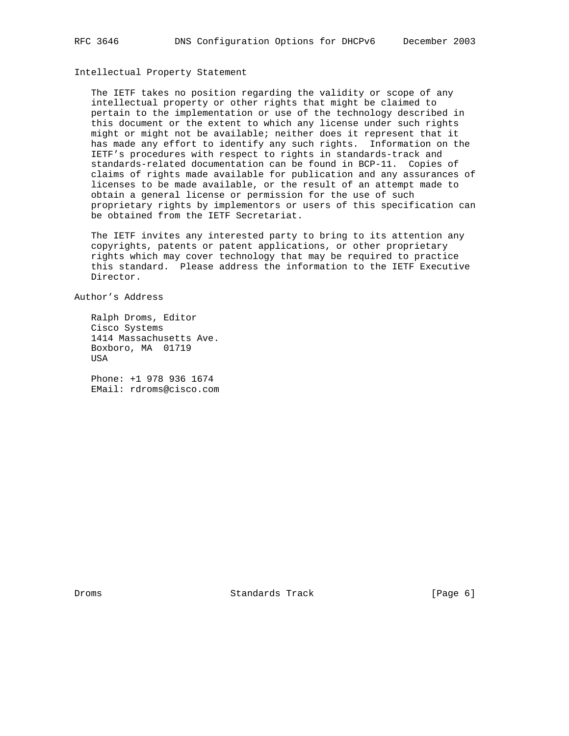## Intellectual Property Statement

The IETF takes no position regarding the validity or scope of any intellectual property or other rights that might be claimed to pertain to the implementation or use of the technology described in this document or the extent to which any license under such rights might or might not be available; neither does it represent that it has made any effort to identify any such rights. Information on the IETF's procedures with respect to rights in standards-track and standards-related documentation can be found in BCP-11. Copies of claims of rights made available for publication and any assurances of licenses to be made available, or the result of an attempt made to obtain a general license or permission for the use of such proprietary rights by implementors or users of this specification can be obtained from the IETF Secretariat.

The IETF invites any interested party to bring to its attention any copyrights, patents or patent applications, or other proprietary rights which may cover technology that may be required to practice this standard. Please address the information to the IETF Executive Director.

## Author's Address

Ralph Droms, Editor
Cisco Systems
1414 Massachusetts Ave.
Boxboro, MA 01719
USA

Phone: +1 978 936 1674
EMail: rdroms@cisco.com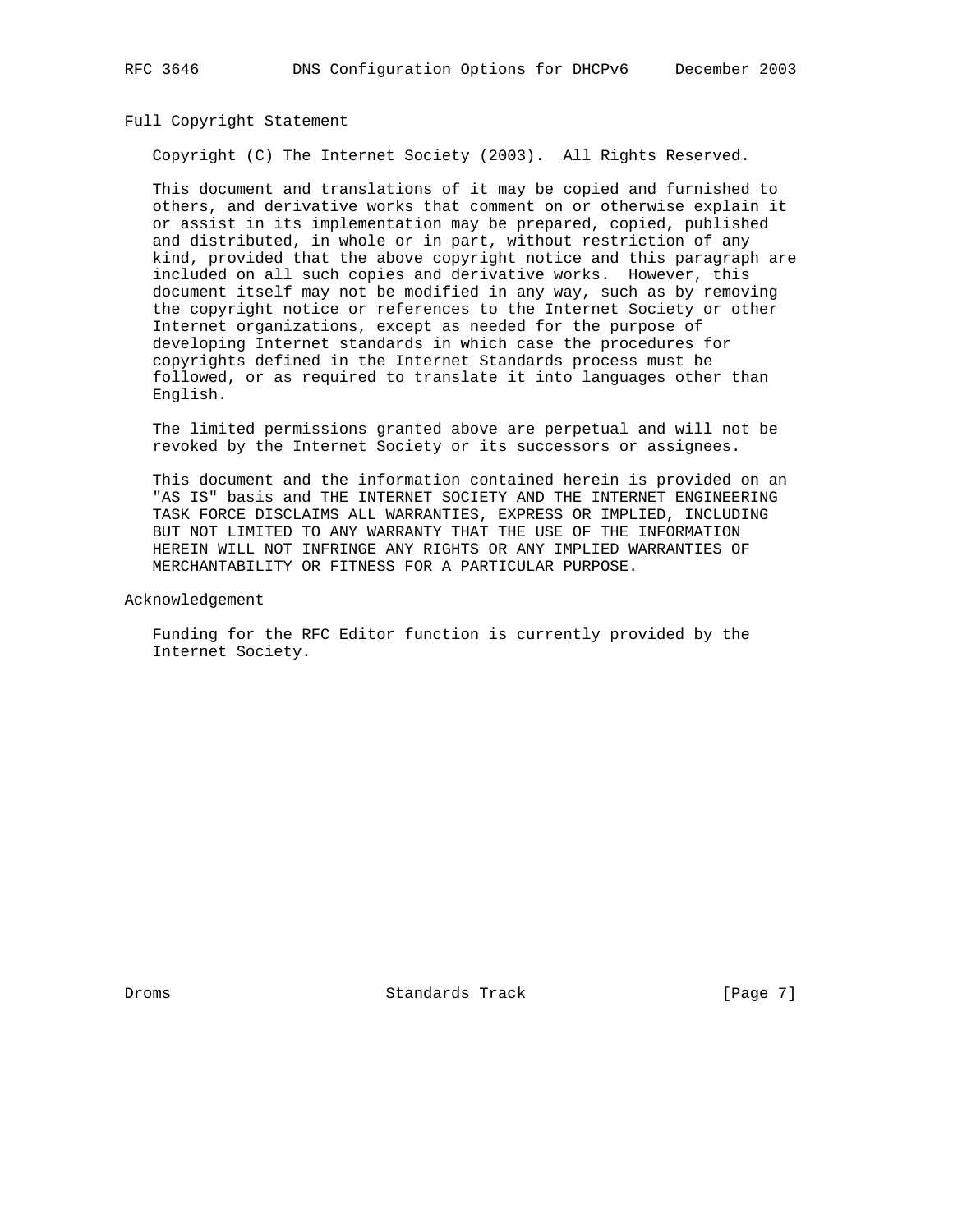## Full Copyright Statement

Copyright (C) The Internet Society (2003). All Rights Reserved.

This document and translations of it may be copied and furnished to others, and derivative works that comment on or otherwise explain it or assist in its implementation may be prepared, copied, published and distributed, in whole or in part, without restriction of any kind, provided that the above copyright notice and this paragraph are included on all such copies and derivative works. However, this document itself may not be modified in any way, such as by removing the copyright notice or references to the Internet Society or other Internet organizations, except as needed for the purpose of developing Internet standards in which case the procedures for copyrights defined in the Internet Standards process must be followed, or as required to translate it into languages other than English.

The limited permissions granted above are perpetual and will not be revoked by the Internet Society or its successors or assignees.

This document and the information contained herein is provided on an "AS IS" basis and THE INTERNET SOCIETY AND THE INTERNET ENGINEERING TASK FORCE DISCLAIMS ALL WARRANTIES, EXPRESS OR IMPLIED, INCLUDING BUT NOT LIMITED TO ANY WARRANTY THAT THE USE OF THE INFORMATION HEREIN WILL NOT INFRINGE ANY RIGHTS OR ANY IMPLIED WARRANTIES OF MERCHANTABILITY OR FITNESS FOR A PARTICULAR PURPOSE.

## Acknowledgement

Funding for the RFC Editor function is currently provided by the Internet Society.